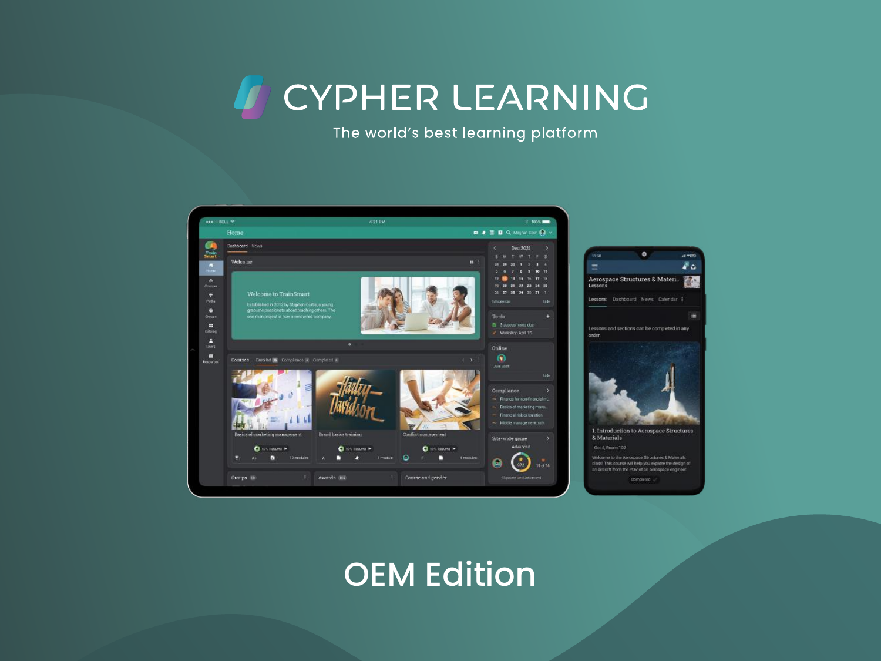# CYPHER LEARNING

The world's best learning platform

# OEM Edition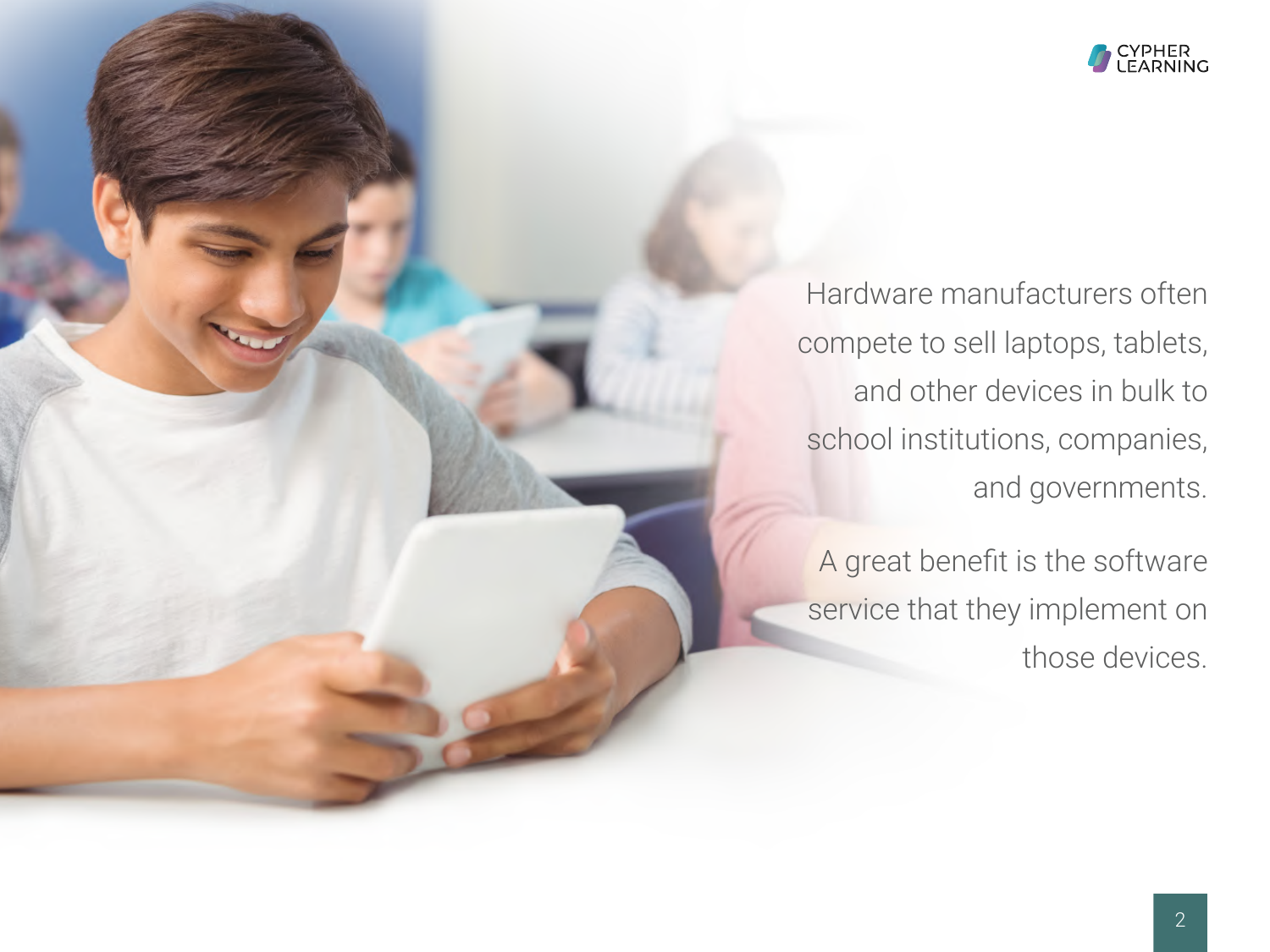Hardware manufacturers often compete to sell laptops, tablets, and other devices in bulk to school institutions, companies, and governments.

A great benefit is the software service that they implement on those devices.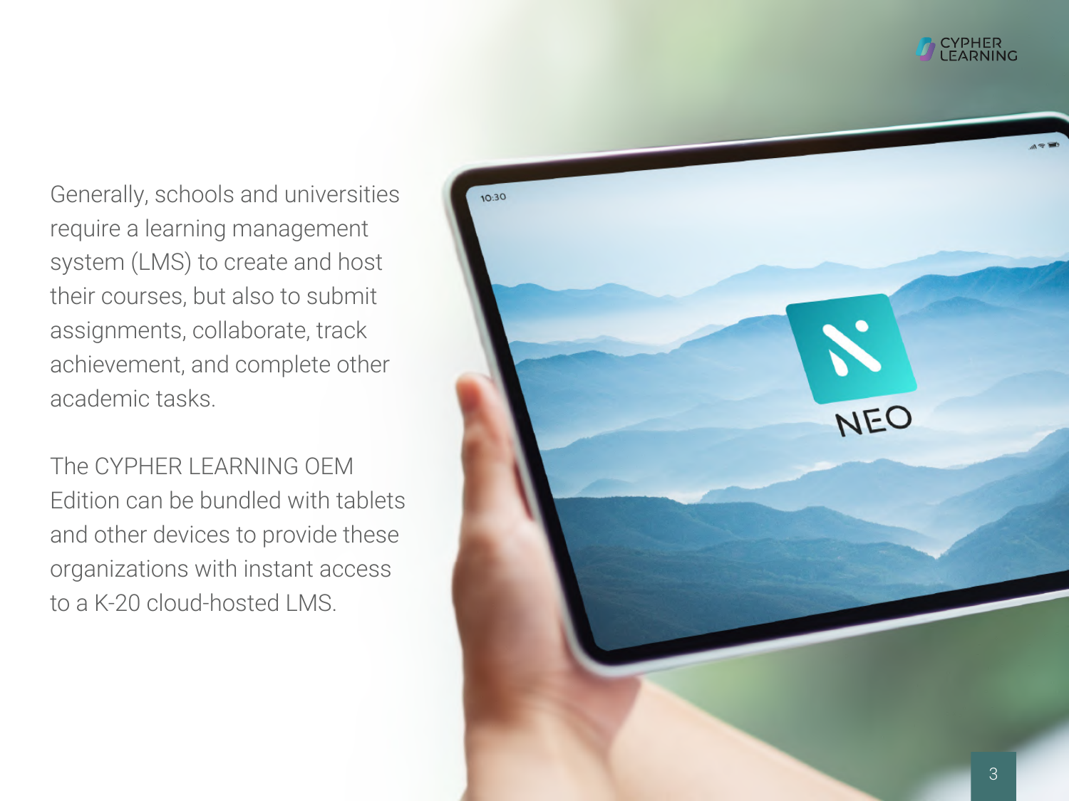Generally, schools and universities require a learning management system (LMS) to create and host their courses, but also to submit assignments, collaborate, track achievement, and complete other academic tasks.

The CYPHER LEARNING OEM Edition can be bundled with tablets and other devices to provide these organizations with instant access to a K-20 cloud-hosted LMS.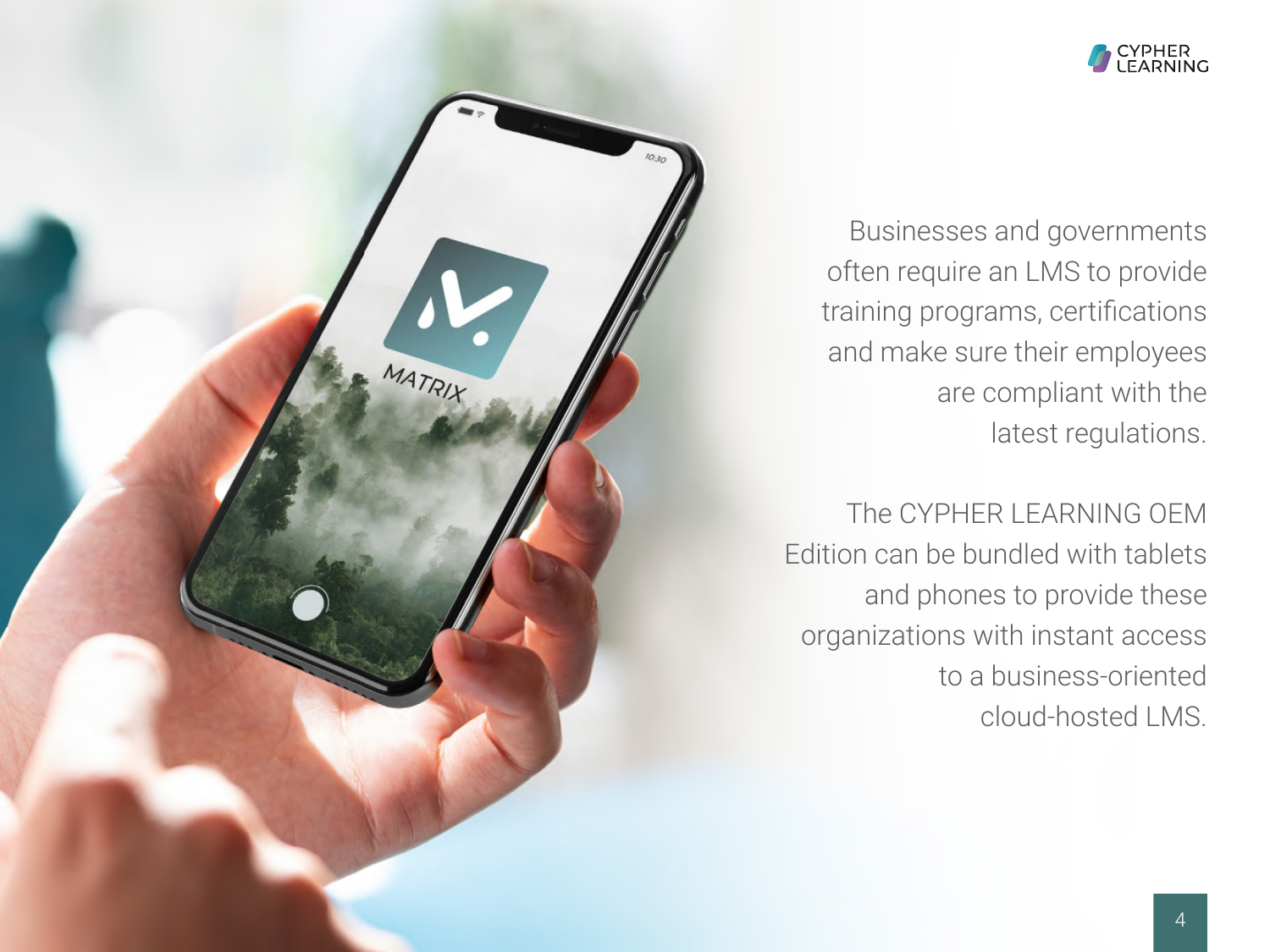Businesses and governments often require an LMS to provide training programs, certifications and make sure their employees are compliant with the latest regulations.

The CYPHER LEARNING OEM Edition can be bundled with tablets and phones to provide these organizations with instant access to a business-oriented cloud-hosted LMS.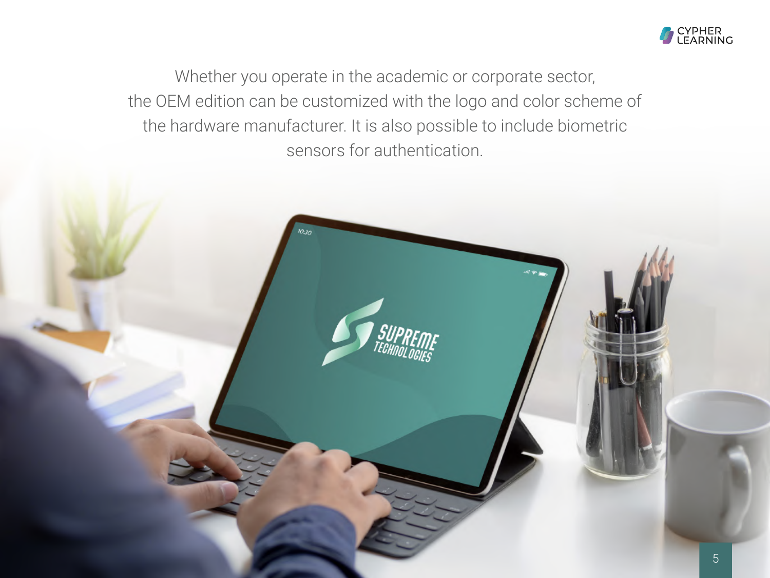Whether you operate in the academic or corporate sector, the OEM edition can be customized with the logo and color scheme of the hardware manufacturer. It is also possible to include biometric sensors for authentication.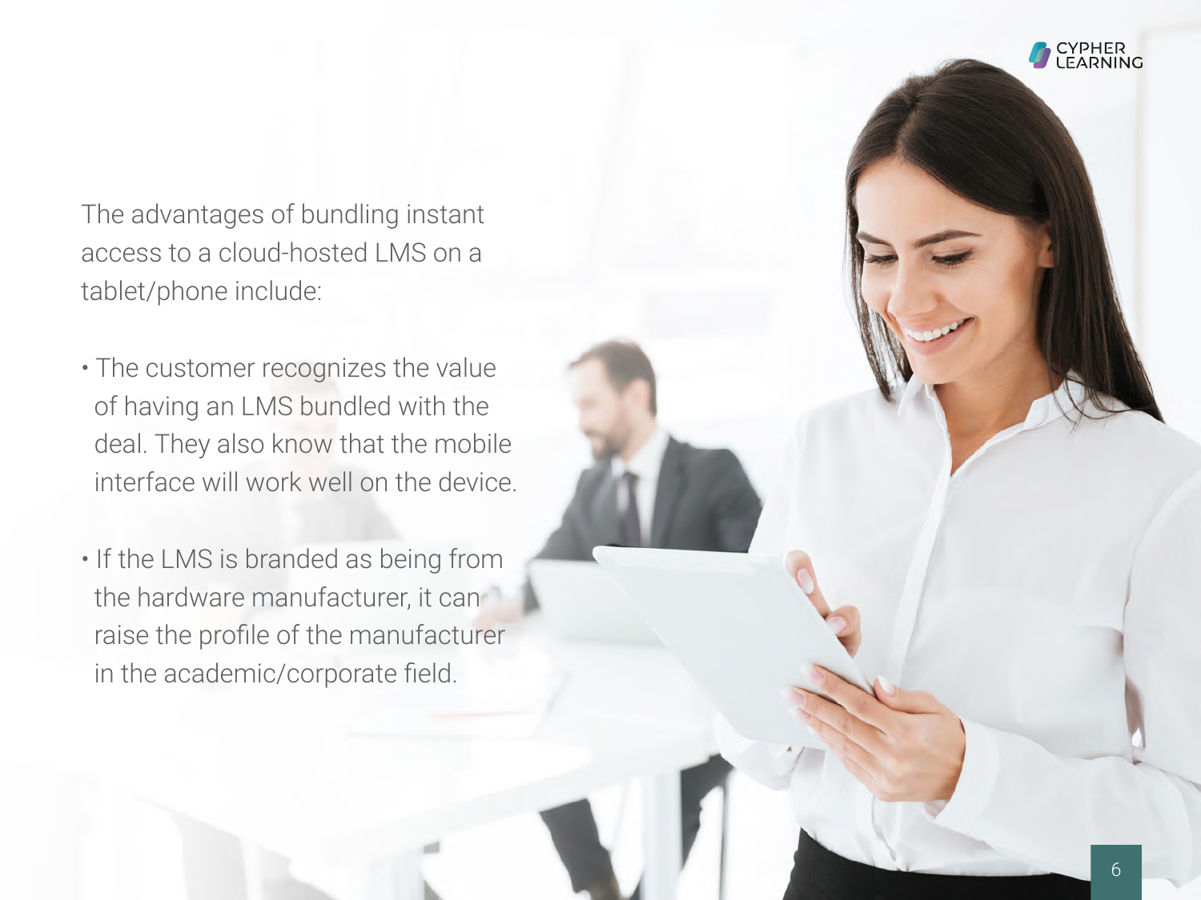The advantages of bundling instant access to a cloud-hosted LMS on a tablet/phone include:

- The customer recognizes the value of having an LMS bundled with the deal. They also know that the mobile interface will work well on the device.
- If the LMS is branded as being from the hardware manufacturer, it can raise the profile of the manufacturer in the academic/corporate field.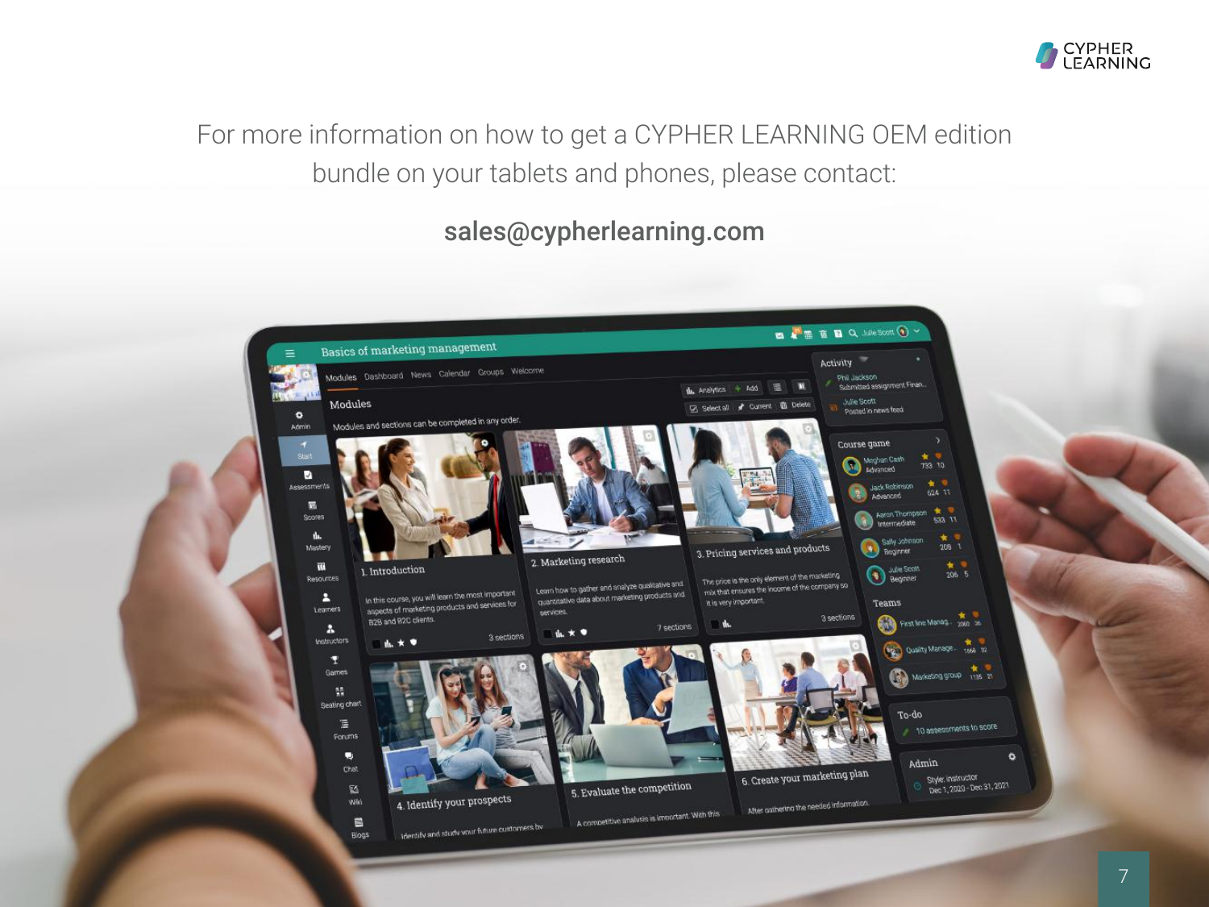For more information on how to get a CYPHER LEARNING OEM edition bundle on your tablets and phones, please contact:

**sales@cypherlearning.com**